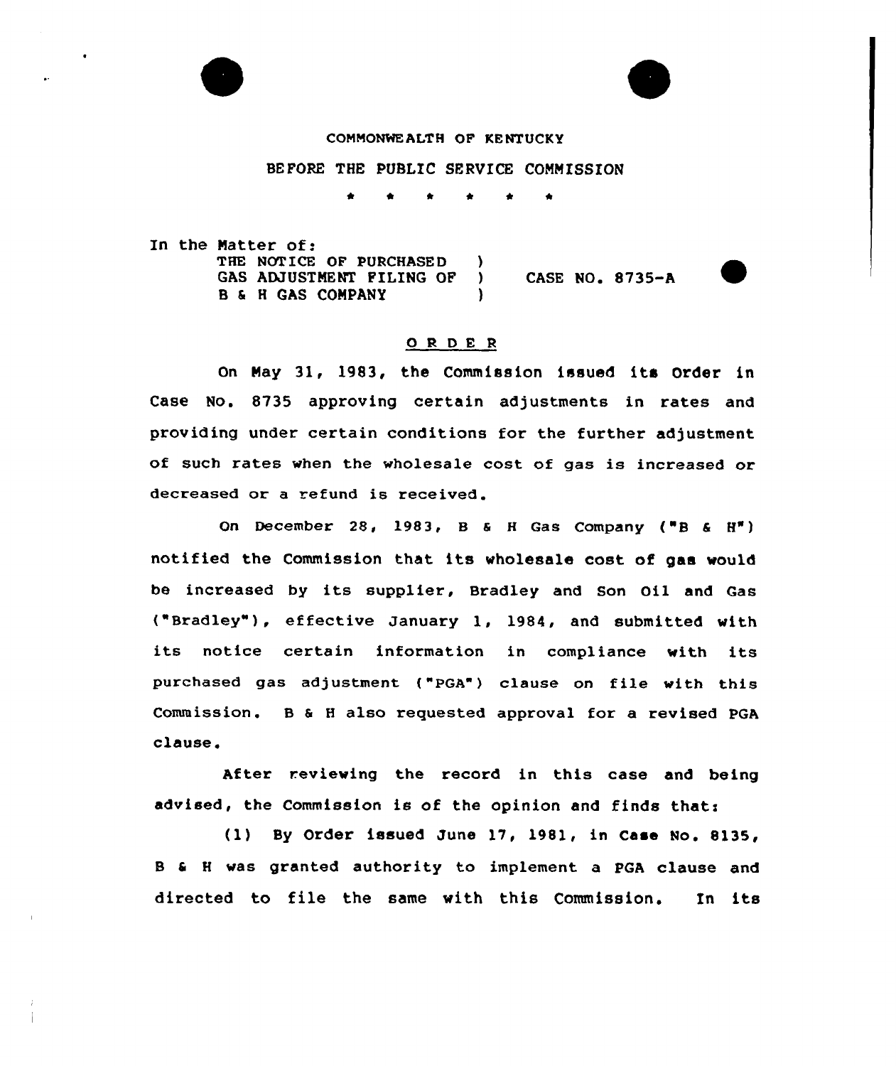COMMONWEALTH OF KENTUCKY

BEFORE THE PUBLIC SERVICE COMMISSION

\* \* \* \* \* \* \*

In the Matter of:
THE NOTICE OF PURCHASED GAS ADJUSTMENT FILING OF B & H GAS COMPANY ) CASE NO. 8735-A

## O R D E R

On May 31, 1983, the Commission issued its Order in Case No. 8735 approving certain adjustments in rates and providing under certain conditions for the further adjustment of such rates when the wholesale cost of gas is increased or decreased or a refund is received.

On December 28, 1983, B & H Gas Company ("B & H") notified the Commission that its wholesale cost of gas would be increased by its supplier, Bradley and Son Oil and Gas ("Bradley"), effective January 1, 1984, and submitted with its notice certain information in compliance with its purchased gas adjustment ("PGA") clause on file with this Commission. B & H also requested approval for a revised PGA clause.

After reviewing the record in this case and being advised, the Commission is of the opinion and finds that:

(1) By Order issued June 17, 1981, in Case No. 8135, B & H was granted authority to implement a PGA clause and directed to file the same with this Commission. In its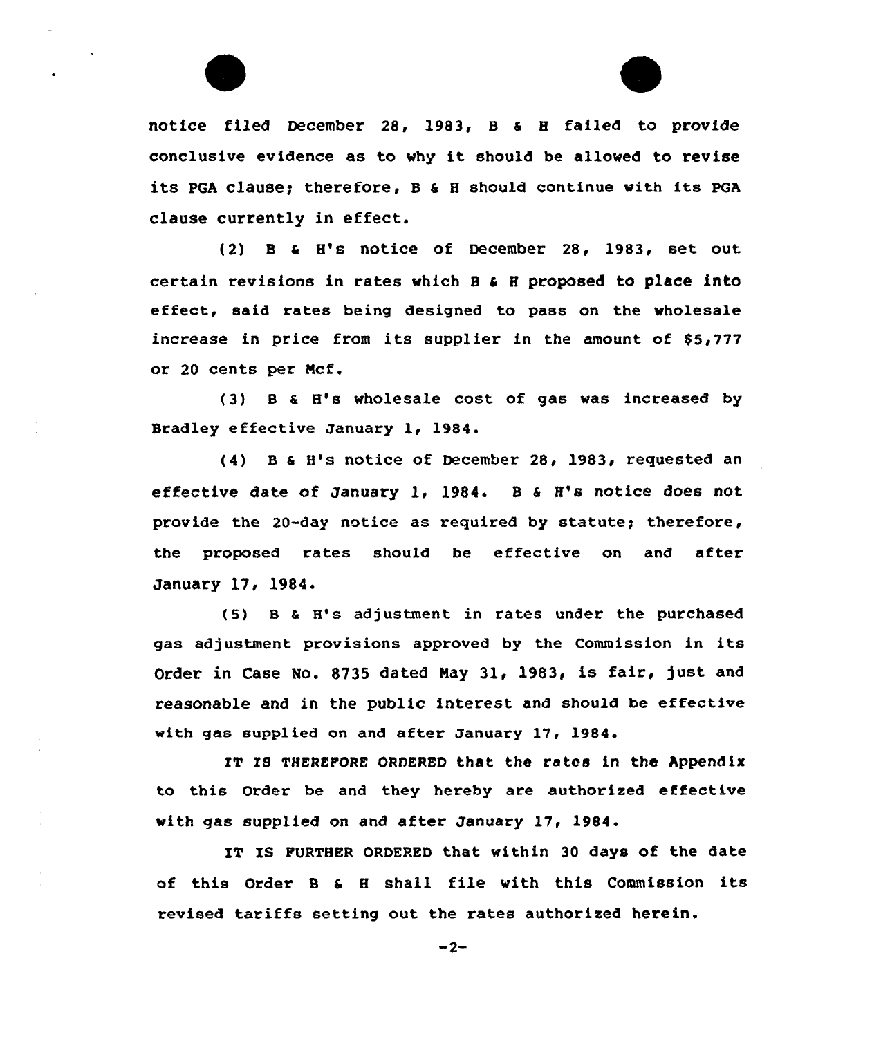notice filed December 28, 1983, B & H failed to provide conclusive evidence as to why it should be allowed to revise its PGA clause; therefore, B & H should continue with its PGA clause currently in effect.

(2) B & H's notice of December 28, 1983, set out certain revisions in rates which B & H proposed to place into effect, said rates being designed to pass on the wholesale increase in price from its supplier in the amount of $5,777 or 20 cents per Mcf.

(3) B & H's wholesale cost of gas was increased by Bradley effective January 1, 1984.

(4) B & H's notice of December 28, 1983, requested an effective date of January 1, 1984. B & H's notice does not provide the 20-day notice as required by statute; therefore, the proposed rates should be effective on and after January 17, 1984.

(5) B & H's adjustment in rates under the purchased gas adjustment provisions approved by the Commission in its Order in Case No. 8735 dated May 31, 1983, is fair, just and reasonable and in the public interest and should be effective with gas supplied on and after January 17, 1984.

IT IS THEREFORE ORDERED that the rates in the Appendix to this Order be and they hereby are authorized effective with gas supplied on and after January 17, 1984.

IT IS FURTHER ORDERED that within 30 days of the date of this Order B & H shall file with this Commission its revised tariffs setting out the rates authorized herein.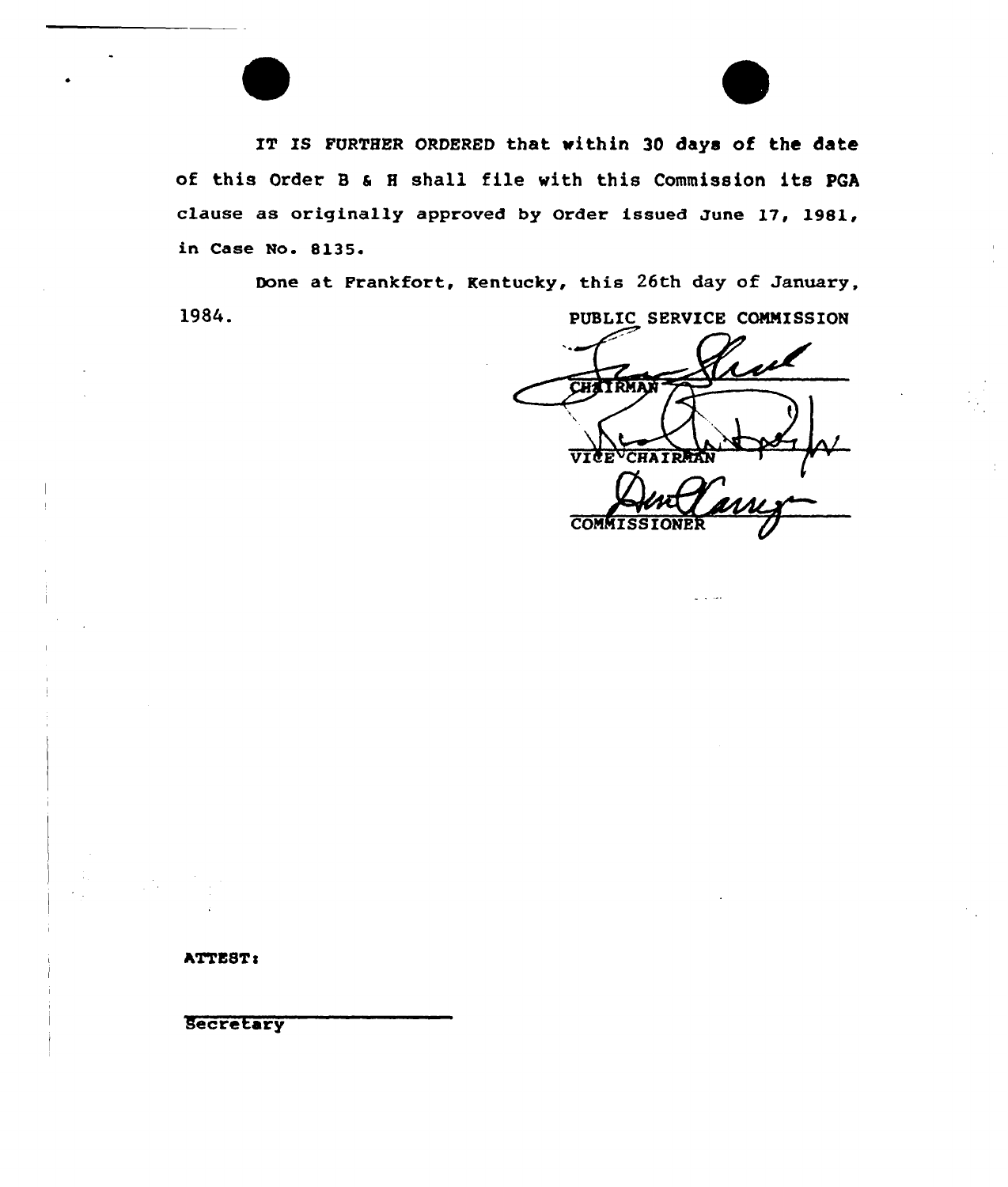IT IS FURTHER ORDERED that within 30 days of the date of this Order B & H shall file with this Commission its PGA clause as originally approved by Order issued June 17, 1981, in Case No. 8135.

Done at Frankfort, Kentucky, this 26th day of January, 1984.

PUBLIC SERVICE COMMISSION

CHAIRMAN

VICE CHAIRMAN

COMMISSIONER

ATTEST:

Secretary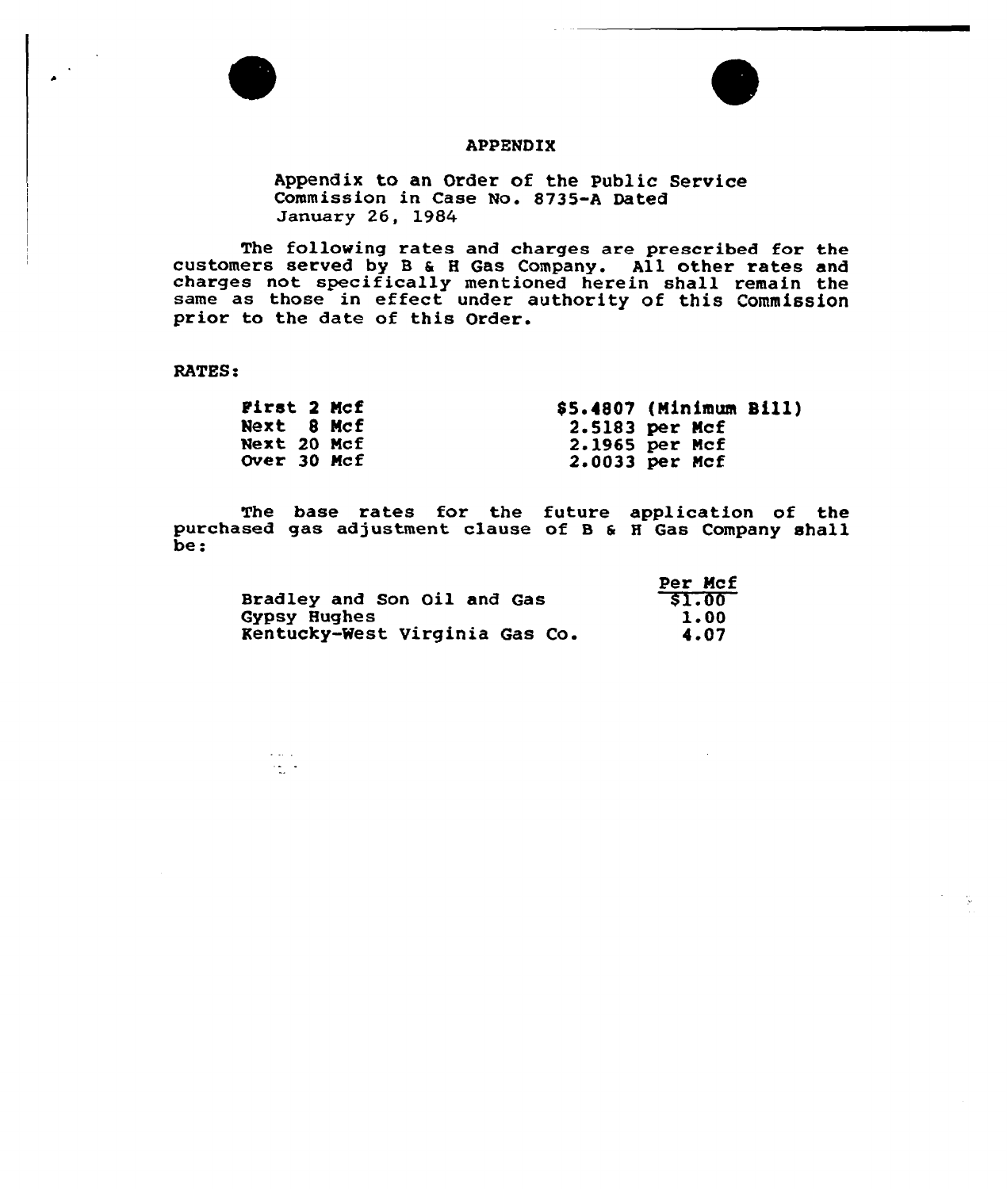# APPENDIX

Appendix to an Order of the Public Service Commission in Case No. 8735-A Dated January 26, 1984

The following rates and charges are prescribed for the customers served by B & H Gas Company. All other rates and charges not specifically mentioned herein shall remain the same as those in effect under authority of this Commission prior to the date of this Order.

RATES:

| | |
|---|---|
| First 2 Mcf | $5.4807 (Minimum Bill) |
| Next 8 Mcf | 2.5183 per Mcf |
| Next 20 Mcf | 2.1965 per Mcf |
| Over 30 Mcf | 2.0033 per Mcf |

The base rates for the future application of the purchased gas adjustment clause of B & H Gas Company shall be:

| | Per Mcf |
|---|---|
| Bradley and Son Oil and Gas | $1.00 |
| Gypsy Hughes | 1.00 |
| Kentucky-West Virginia Gas Co. | 4.07 |